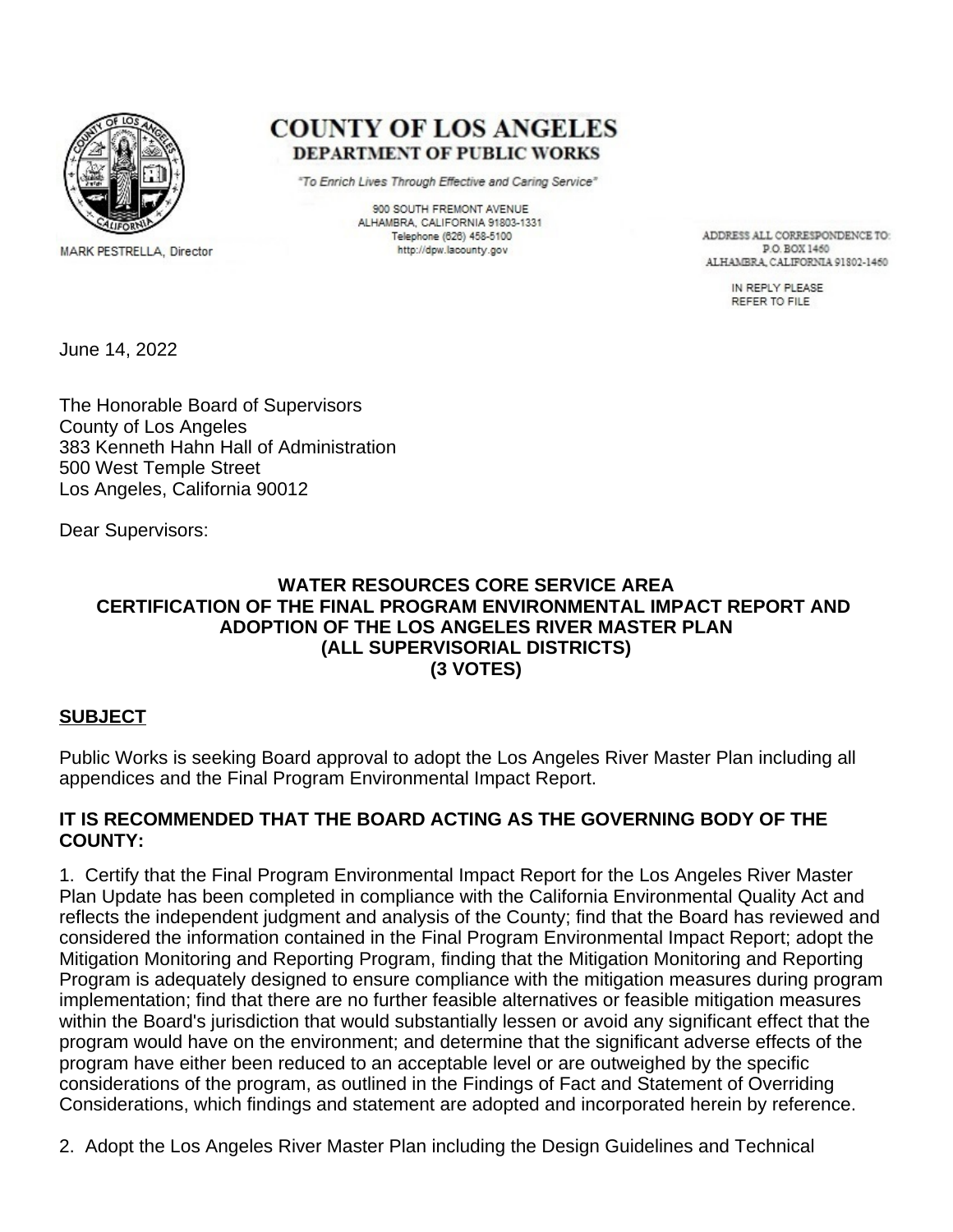# COUNTY OF LOS ANGELES
## DEPARTMENT OF PUBLIC WORKS

*"To Enrich Lives Through Effective and Caring Service"*

900 SOUTH FREMONT AVENUE
ALHAMBRA, CALIFORNIA 91803-1331
Telephone (626) 458-5100
http://dpw.lacounty.gov

MARK PESTRELLA, Director

ADDRESS ALL CORRESPONDENCE TO:
P.O. BOX 1460
ALHAMBRA, CALIFORNIA 91802-1460

IN REPLY PLEASE
REFER TO FILE

June 14, 2022

The Honorable Board of Supervisors
County of Los Angeles
383 Kenneth Hahn Hall of Administration
500 West Temple Street
Los Angeles, California 90012

Dear Supervisors:

**WATER RESOURCES CORE SERVICE AREA**
**CERTIFICATION OF THE FINAL PROGRAM ENVIRONMENTAL IMPACT REPORT AND ADOPTION OF THE LOS ANGELES RIVER MASTER PLAN**
**(ALL SUPERVISORIAL DISTRICTS)**
**(3 VOTES)**

**SUBJECT**

Public Works is seeking Board approval to adopt the Los Angeles River Master Plan including all appendices and the Final Program Environmental Impact Report.

**IT IS RECOMMENDED THAT THE BOARD ACTING AS THE GOVERNING BODY OF THE COUNTY:**

1. Certify that the Final Program Environmental Impact Report for the Los Angeles River Master Plan Update has been completed in compliance with the California Environmental Quality Act and reflects the independent judgment and analysis of the County; find that the Board has reviewed and considered the information contained in the Final Program Environmental Impact Report; adopt the Mitigation Monitoring and Reporting Program, finding that the Mitigation Monitoring and Reporting Program is adequately designed to ensure compliance with the mitigation measures during program implementation; find that there are no further feasible alternatives or feasible mitigation measures within the Board's jurisdiction that would substantially lessen or avoid any significant effect that the program would have on the environment; and determine that the significant adverse effects of the program have either been reduced to an acceptable level or are outweighed by the specific considerations of the program, as outlined in the Findings of Fact and Statement of Overriding Considerations, which findings and statement are adopted and incorporated herein by reference.

2. Adopt the Los Angeles River Master Plan including the Design Guidelines and Technical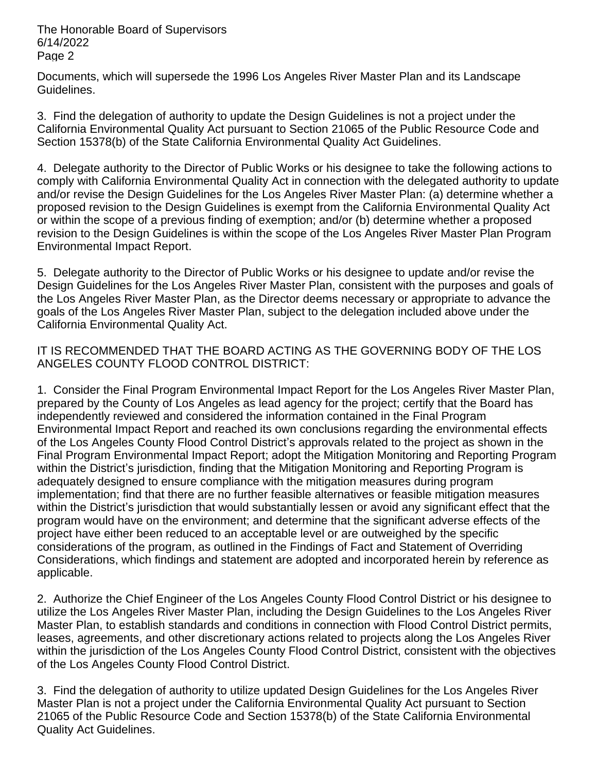Documents, which will supersede the 1996 Los Angeles River Master Plan and its Landscape Guidelines.

3. Find the delegation of authority to update the Design Guidelines is not a project under the California Environmental Quality Act pursuant to Section 21065 of the Public Resource Code and Section 15378(b) of the State California Environmental Quality Act Guidelines.

4. Delegate authority to the Director of Public Works or his designee to take the following actions to comply with California Environmental Quality Act in connection with the delegated authority to update and/or revise the Design Guidelines for the Los Angeles River Master Plan: (a) determine whether a proposed revision to the Design Guidelines is exempt from the California Environmental Quality Act or within the scope of a previous finding of exemption; and/or (b) determine whether a proposed revision to the Design Guidelines is within the scope of the Los Angeles River Master Plan Program Environmental Impact Report.

5. Delegate authority to the Director of Public Works or his designee to update and/or revise the Design Guidelines for the Los Angeles River Master Plan, consistent with the purposes and goals of the Los Angeles River Master Plan, as the Director deems necessary or appropriate to advance the goals of the Los Angeles River Master Plan, subject to the delegation included above under the California Environmental Quality Act.

IT IS RECOMMENDED THAT THE BOARD ACTING AS THE GOVERNING BODY OF THE LOS ANGELES COUNTY FLOOD CONTROL DISTRICT:

1. Consider the Final Program Environmental Impact Report for the Los Angeles River Master Plan, prepared by the County of Los Angeles as lead agency for the project; certify that the Board has independently reviewed and considered the information contained in the Final Program Environmental Impact Report and reached its own conclusions regarding the environmental effects of the Los Angeles County Flood Control District's approvals related to the project as shown in the Final Program Environmental Impact Report; adopt the Mitigation Monitoring and Reporting Program within the District's jurisdiction, finding that the Mitigation Monitoring and Reporting Program is adequately designed to ensure compliance with the mitigation measures during program implementation; find that there are no further feasible alternatives or feasible mitigation measures within the District's jurisdiction that would substantially lessen or avoid any significant effect that the program would have on the environment; and determine that the significant adverse effects of the project have either been reduced to an acceptable level or are outweighed by the specific considerations of the program, as outlined in the Findings of Fact and Statement of Overriding Considerations, which findings and statement are adopted and incorporated herein by reference as applicable.

2. Authorize the Chief Engineer of the Los Angeles County Flood Control District or his designee to utilize the Los Angeles River Master Plan, including the Design Guidelines to the Los Angeles River Master Plan, to establish standards and conditions in connection with Flood Control District permits, leases, agreements, and other discretionary actions related to projects along the Los Angeles River within the jurisdiction of the Los Angeles County Flood Control District, consistent with the objectives of the Los Angeles County Flood Control District.

3. Find the delegation of authority to utilize updated Design Guidelines for the Los Angeles River Master Plan is not a project under the California Environmental Quality Act pursuant to Section 21065 of the Public Resource Code and Section 15378(b) of the State California Environmental Quality Act Guidelines.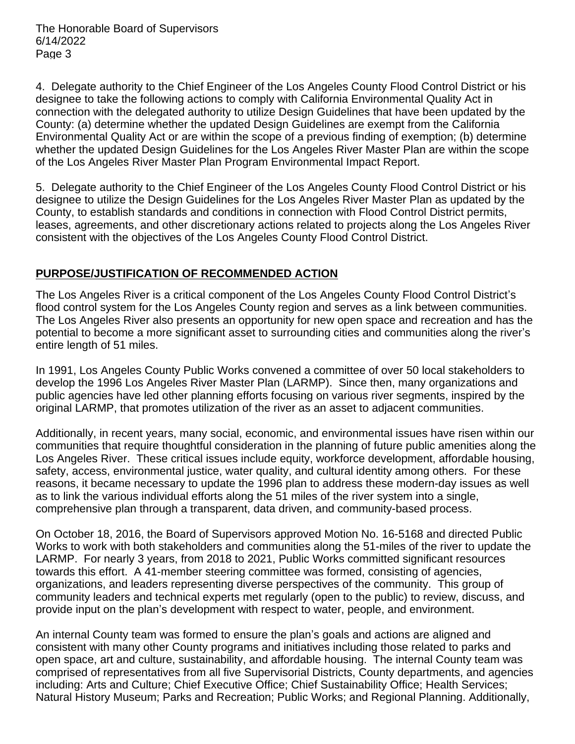4. Delegate authority to the Chief Engineer of the Los Angeles County Flood Control District or his designee to take the following actions to comply with California Environmental Quality Act in connection with the delegated authority to utilize Design Guidelines that have been updated by the County: (a) determine whether the updated Design Guidelines are exempt from the California Environmental Quality Act or are within the scope of a previous finding of exemption; (b) determine whether the updated Design Guidelines for the Los Angeles River Master Plan are within the scope of the Los Angeles River Master Plan Program Environmental Impact Report.

5. Delegate authority to the Chief Engineer of the Los Angeles County Flood Control District or his designee to utilize the Design Guidelines for the Los Angeles River Master Plan as updated by the County, to establish standards and conditions in connection with Flood Control District permits, leases, agreements, and other discretionary actions related to projects along the Los Angeles River consistent with the objectives of the Los Angeles County Flood Control District.

## PURPOSE/JUSTIFICATION OF RECOMMENDED ACTION

The Los Angeles River is a critical component of the Los Angeles County Flood Control District's flood control system for the Los Angeles County region and serves as a link between communities. The Los Angeles River also presents an opportunity for new open space and recreation and has the potential to become a more significant asset to surrounding cities and communities along the river's entire length of 51 miles.

In 1991, Los Angeles County Public Works convened a committee of over 50 local stakeholders to develop the 1996 Los Angeles River Master Plan (LARMP). Since then, many organizations and public agencies have led other planning efforts focusing on various river segments, inspired by the original LARMP, that promotes utilization of the river as an asset to adjacent communities.

Additionally, in recent years, many social, economic, and environmental issues have risen within our communities that require thoughtful consideration in the planning of future public amenities along the Los Angeles River. These critical issues include equity, workforce development, affordable housing, safety, access, environmental justice, water quality, and cultural identity among others. For these reasons, it became necessary to update the 1996 plan to address these modern-day issues as well as to link the various individual efforts along the 51 miles of the river system into a single, comprehensive plan through a transparent, data driven, and community-based process.

On October 18, 2016, the Board of Supervisors approved Motion No. 16-5168 and directed Public Works to work with both stakeholders and communities along the 51-miles of the river to update the LARMP. For nearly 3 years, from 2018 to 2021, Public Works committed significant resources towards this effort. A 41-member steering committee was formed, consisting of agencies, organizations, and leaders representing diverse perspectives of the community. This group of community leaders and technical experts met regularly (open to the public) to review, discuss, and provide input on the plan's development with respect to water, people, and environment.

An internal County team was formed to ensure the plan's goals and actions are aligned and consistent with many other County programs and initiatives including those related to parks and open space, art and culture, sustainability, and affordable housing. The internal County team was comprised of representatives from all five Supervisorial Districts, County departments, and agencies including: Arts and Culture; Chief Executive Office; Chief Sustainability Office; Health Services; Natural History Museum; Parks and Recreation; Public Works; and Regional Planning. Additionally,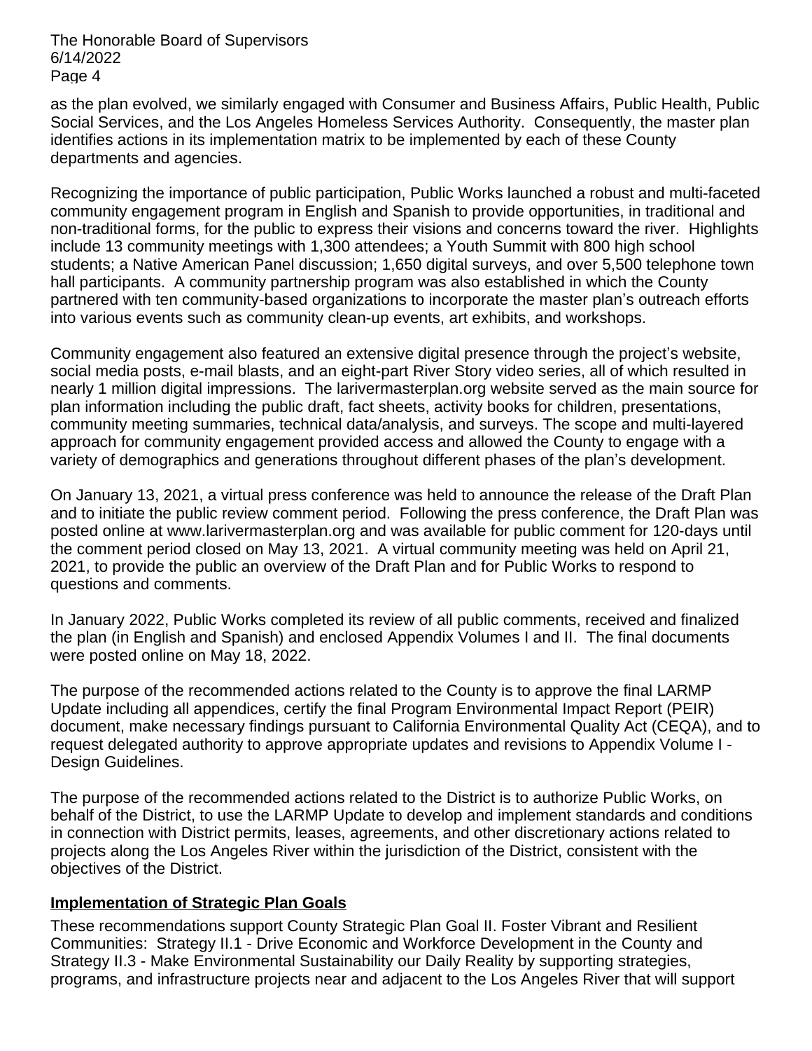as the plan evolved, we similarly engaged with Consumer and Business Affairs, Public Health, Public Social Services, and the Los Angeles Homeless Services Authority. Consequently, the master plan identifies actions in its implementation matrix to be implemented by each of these County departments and agencies.

Recognizing the importance of public participation, Public Works launched a robust and multi-faceted community engagement program in English and Spanish to provide opportunities, in traditional and non-traditional forms, for the public to express their visions and concerns toward the river. Highlights include 13 community meetings with 1,300 attendees; a Youth Summit with 800 high school students; a Native American Panel discussion; 1,650 digital surveys, and over 5,500 telephone town hall participants. A community partnership program was also established in which the County partnered with ten community-based organizations to incorporate the master plan's outreach efforts into various events such as community clean-up events, art exhibits, and workshops.

Community engagement also featured an extensive digital presence through the project's website, social media posts, e-mail blasts, and an eight-part River Story video series, all of which resulted in nearly 1 million digital impressions. The larivermasterplan.org website served as the main source for plan information including the public draft, fact sheets, activity books for children, presentations, community meeting summaries, technical data/analysis, and surveys. The scope and multi-layered approach for community engagement provided access and allowed the County to engage with a variety of demographics and generations throughout different phases of the plan's development.

On January 13, 2021, a virtual press conference was held to announce the release of the Draft Plan and to initiate the public review comment period. Following the press conference, the Draft Plan was posted online at www.larivermasterplan.org and was available for public comment for 120-days until the comment period closed on May 13, 2021. A virtual community meeting was held on April 21, 2021, to provide the public an overview of the Draft Plan and for Public Works to respond to questions and comments.

In January 2022, Public Works completed its review of all public comments, received and finalized the plan (in English and Spanish) and enclosed Appendix Volumes I and II. The final documents were posted online on May 18, 2022.

The purpose of the recommended actions related to the County is to approve the final LARMP Update including all appendices, certify the final Program Environmental Impact Report (PEIR) document, make necessary findings pursuant to California Environmental Quality Act (CEQA), and to request delegated authority to approve appropriate updates and revisions to Appendix Volume I - Design Guidelines.

The purpose of the recommended actions related to the District is to authorize Public Works, on behalf of the District, to use the LARMP Update to develop and implement standards and conditions in connection with District permits, leases, agreements, and other discretionary actions related to projects along the Los Angeles River within the jurisdiction of the District, consistent with the objectives of the District.

## Implementation of Strategic Plan Goals

These recommendations support County Strategic Plan Goal II. Foster Vibrant and Resilient Communities: Strategy II.1 - Drive Economic and Workforce Development in the County and Strategy II.3 - Make Environmental Sustainability our Daily Reality by supporting strategies, programs, and infrastructure projects near and adjacent to the Los Angeles River that will support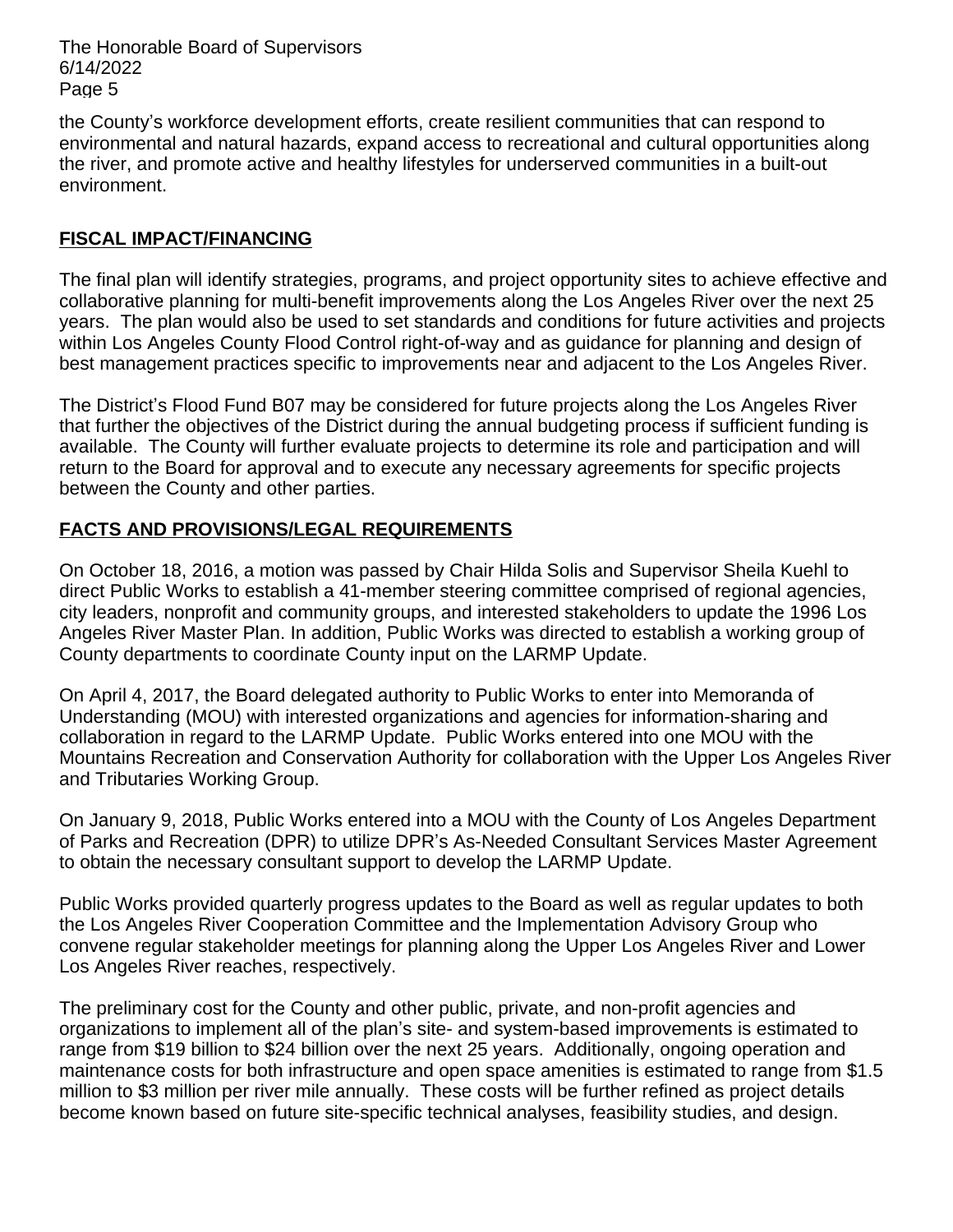the County's workforce development efforts, create resilient communities that can respond to environmental and natural hazards, expand access to recreational and cultural opportunities along the river, and promote active and healthy lifestyles for underserved communities in a built-out environment.

## FISCAL IMPACT/FINANCING

The final plan will identify strategies, programs, and project opportunity sites to achieve effective and collaborative planning for multi-benefit improvements along the Los Angeles River over the next 25 years. The plan would also be used to set standards and conditions for future activities and projects within Los Angeles County Flood Control right-of-way and as guidance for planning and design of best management practices specific to improvements near and adjacent to the Los Angeles River.

The District's Flood Fund B07 may be considered for future projects along the Los Angeles River that further the objectives of the District during the annual budgeting process if sufficient funding is available. The County will further evaluate projects to determine its role and participation and will return to the Board for approval and to execute any necessary agreements for specific projects between the County and other parties.

## FACTS AND PROVISIONS/LEGAL REQUIREMENTS

On October 18, 2016, a motion was passed by Chair Hilda Solis and Supervisor Sheila Kuehl to direct Public Works to establish a 41-member steering committee comprised of regional agencies, city leaders, nonprofit and community groups, and interested stakeholders to update the 1996 Los Angeles River Master Plan. In addition, Public Works was directed to establish a working group of County departments to coordinate County input on the LARMP Update.

On April 4, 2017, the Board delegated authority to Public Works to enter into Memoranda of Understanding (MOU) with interested organizations and agencies for information-sharing and collaboration in regard to the LARMP Update. Public Works entered into one MOU with the Mountains Recreation and Conservation Authority for collaboration with the Upper Los Angeles River and Tributaries Working Group.

On January 9, 2018, Public Works entered into a MOU with the County of Los Angeles Department of Parks and Recreation (DPR) to utilize DPR's As-Needed Consultant Services Master Agreement to obtain the necessary consultant support to develop the LARMP Update.

Public Works provided quarterly progress updates to the Board as well as regular updates to both the Los Angeles River Cooperation Committee and the Implementation Advisory Group who convene regular stakeholder meetings for planning along the Upper Los Angeles River and Lower Los Angeles River reaches, respectively.

The preliminary cost for the County and other public, private, and non-profit agencies and organizations to implement all of the plan's site- and system-based improvements is estimated to range from $19 billion to $24 billion over the next 25 years. Additionally, ongoing operation and maintenance costs for both infrastructure and open space amenities is estimated to range from $1.5 million to $3 million per river mile annually. These costs will be further refined as project details become known based on future site-specific technical analyses, feasibility studies, and design.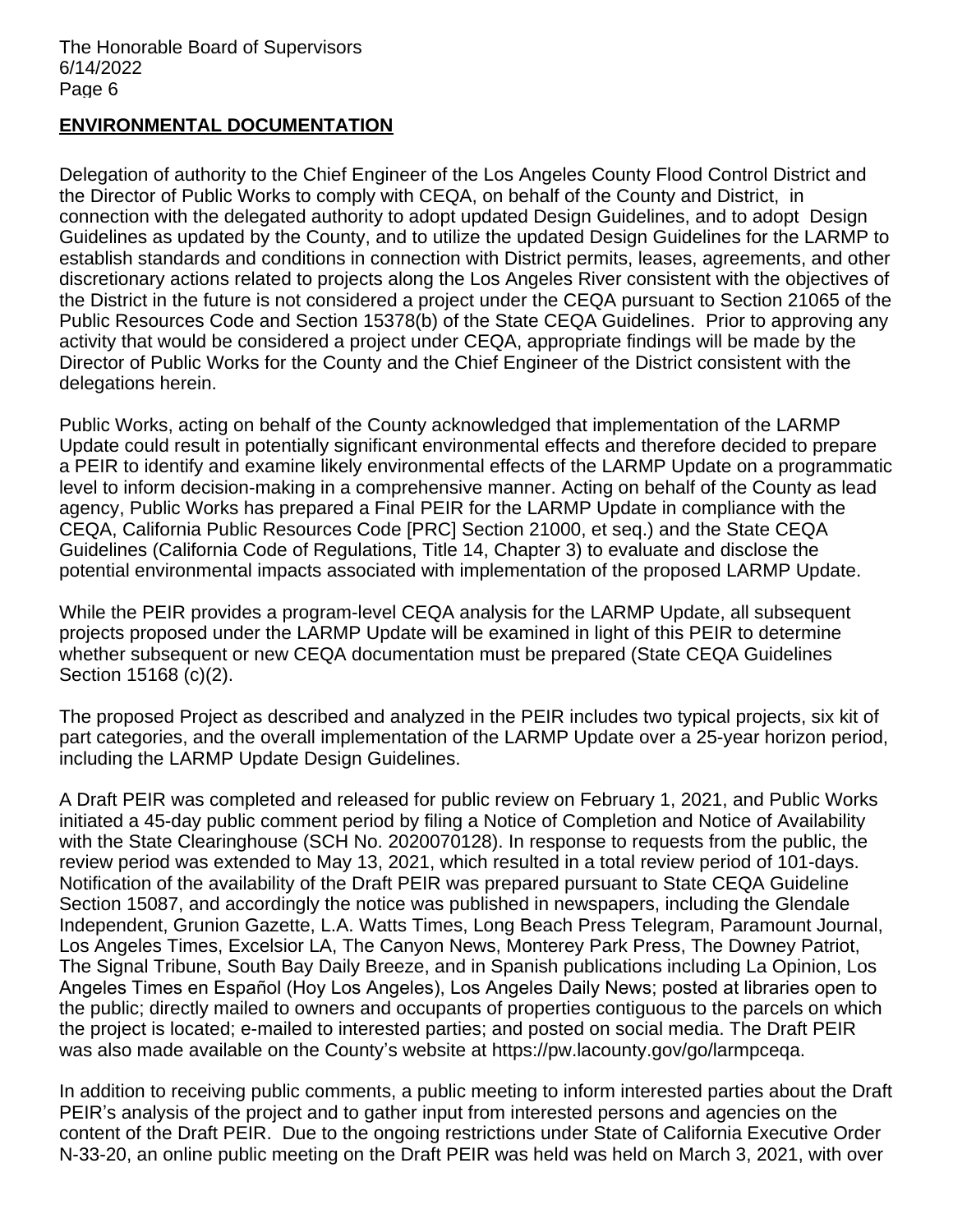## ENVIRONMENTAL DOCUMENTATION

Delegation of authority to the Chief Engineer of the Los Angeles County Flood Control District and the Director of Public Works to comply with CEQA, on behalf of the County and District, in connection with the delegated authority to adopt updated Design Guidelines, and to adopt Design Guidelines as updated by the County, and to utilize the updated Design Guidelines for the LARMP to establish standards and conditions in connection with District permits, leases, agreements, and other discretionary actions related to projects along the Los Angeles River consistent with the objectives of the District in the future is not considered a project under the CEQA pursuant to Section 21065 of the Public Resources Code and Section 15378(b) of the State CEQA Guidelines. Prior to approving any activity that would be considered a project under CEQA, appropriate findings will be made by the Director of Public Works for the County and the Chief Engineer of the District consistent with the delegations herein.

Public Works, acting on behalf of the County acknowledged that implementation of the LARMP Update could result in potentially significant environmental effects and therefore decided to prepare a PEIR to identify and examine likely environmental effects of the LARMP Update on a programmatic level to inform decision-making in a comprehensive manner. Acting on behalf of the County as lead agency, Public Works has prepared a Final PEIR for the LARMP Update in compliance with the CEQA, California Public Resources Code [PRC] Section 21000, et seq.) and the State CEQA Guidelines (California Code of Regulations, Title 14, Chapter 3) to evaluate and disclose the potential environmental impacts associated with implementation of the proposed LARMP Update.

While the PEIR provides a program-level CEQA analysis for the LARMP Update, all subsequent projects proposed under the LARMP Update will be examined in light of this PEIR to determine whether subsequent or new CEQA documentation must be prepared (State CEQA Guidelines Section 15168 (c)(2).

The proposed Project as described and analyzed in the PEIR includes two typical projects, six kit of part categories, and the overall implementation of the LARMP Update over a 25-year horizon period, including the LARMP Update Design Guidelines.

A Draft PEIR was completed and released for public review on February 1, 2021, and Public Works initiated a 45-day public comment period by filing a Notice of Completion and Notice of Availability with the State Clearinghouse (SCH No. 2020070128). In response to requests from the public, the review period was extended to May 13, 2021, which resulted in a total review period of 101-days. Notification of the availability of the Draft PEIR was prepared pursuant to State CEQA Guideline Section 15087, and accordingly the notice was published in newspapers, including the Glendale Independent, Grunion Gazette, L.A. Watts Times, Long Beach Press Telegram, Paramount Journal, Los Angeles Times, Excelsior LA, The Canyon News, Monterey Park Press, The Downey Patriot, The Signal Tribune, South Bay Daily Breeze, and in Spanish publications including La Opinion, Los Angeles Times en Español (Hoy Los Angeles), Los Angeles Daily News; posted at libraries open to the public; directly mailed to owners and occupants of properties contiguous to the parcels on which the project is located; e-mailed to interested parties; and posted on social media. The Draft PEIR was also made available on the County's website at https://pw.lacounty.gov/go/larmpceqa.

In addition to receiving public comments, a public meeting to inform interested parties about the Draft PEIR's analysis of the project and to gather input from interested persons and agencies on the content of the Draft PEIR. Due to the ongoing restrictions under State of California Executive Order N-33-20, an online public meeting on the Draft PEIR was held was held on March 3, 2021, with over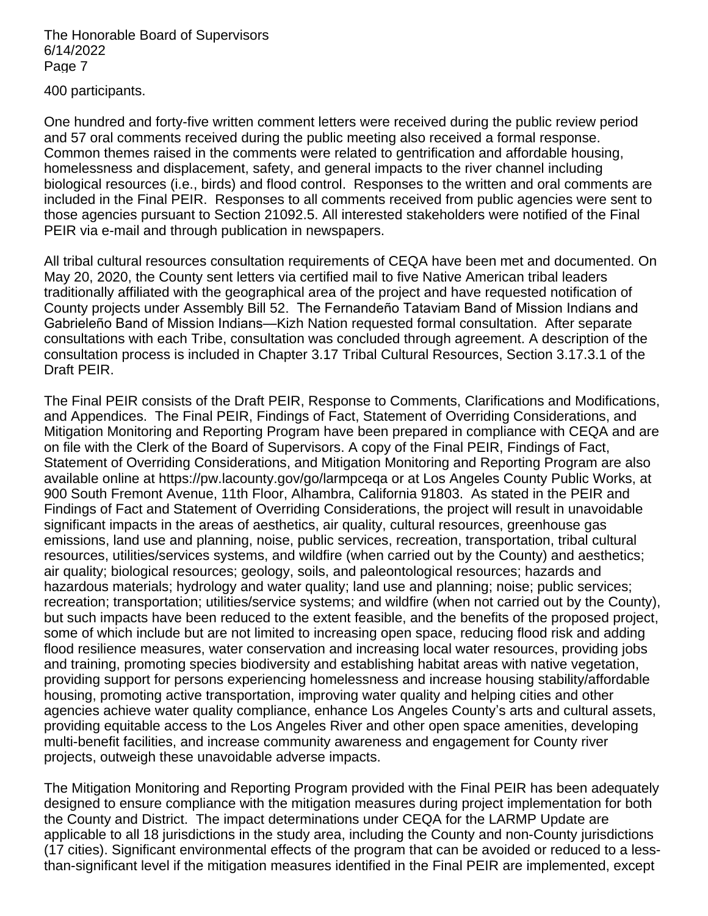400 participants.

One hundred and forty-five written comment letters were received during the public review period and 57 oral comments received during the public meeting also received a formal response. Common themes raised in the comments were related to gentrification and affordable housing, homelessness and displacement, safety, and general impacts to the river channel including biological resources (i.e., birds) and flood control. Responses to the written and oral comments are included in the Final PEIR. Responses to all comments received from public agencies were sent to those agencies pursuant to Section 21092.5. All interested stakeholders were notified of the Final PEIR via e-mail and through publication in newspapers.

All tribal cultural resources consultation requirements of CEQA have been met and documented. On May 20, 2020, the County sent letters via certified mail to five Native American tribal leaders traditionally affiliated with the geographical area of the project and have requested notification of County projects under Assembly Bill 52. The Fernandeño Tataviam Band of Mission Indians and Gabrieleño Band of Mission Indians—Kizh Nation requested formal consultation. After separate consultations with each Tribe, consultation was concluded through agreement. A description of the consultation process is included in Chapter 3.17 Tribal Cultural Resources, Section 3.17.3.1 of the Draft PEIR.

The Final PEIR consists of the Draft PEIR, Response to Comments, Clarifications and Modifications, and Appendices. The Final PEIR, Findings of Fact, Statement of Overriding Considerations, and Mitigation Monitoring and Reporting Program have been prepared in compliance with CEQA and are on file with the Clerk of the Board of Supervisors. A copy of the Final PEIR, Findings of Fact, Statement of Overriding Considerations, and Mitigation Monitoring and Reporting Program are also available online at https://pw.lacounty.gov/go/larmpceqa or at Los Angeles County Public Works, at 900 South Fremont Avenue, 11th Floor, Alhambra, California 91803. As stated in the PEIR and Findings of Fact and Statement of Overriding Considerations, the project will result in unavoidable significant impacts in the areas of aesthetics, air quality, cultural resources, greenhouse gas emissions, land use and planning, noise, public services, recreation, transportation, tribal cultural resources, utilities/services systems, and wildfire (when carried out by the County) and aesthetics; air quality; biological resources; geology, soils, and paleontological resources; hazards and hazardous materials; hydrology and water quality; land use and planning; noise; public services; recreation; transportation; utilities/service systems; and wildfire (when not carried out by the County), but such impacts have been reduced to the extent feasible, and the benefits of the proposed project, some of which include but are not limited to increasing open space, reducing flood risk and adding flood resilience measures, water conservation and increasing local water resources, providing jobs and training, promoting species biodiversity and establishing habitat areas with native vegetation, providing support for persons experiencing homelessness and increase housing stability/affordable housing, promoting active transportation, improving water quality and helping cities and other agencies achieve water quality compliance, enhance Los Angeles County's arts and cultural assets, providing equitable access to the Los Angeles River and other open space amenities, developing multi-benefit facilities, and increase community awareness and engagement for County river projects, outweigh these unavoidable adverse impacts.

The Mitigation Monitoring and Reporting Program provided with the Final PEIR has been adequately designed to ensure compliance with the mitigation measures during project implementation for both the County and District. The impact determinations under CEQA for the LARMP Update are applicable to all 18 jurisdictions in the study area, including the County and non-County jurisdictions (17 cities). Significant environmental effects of the program that can be avoided or reduced to a less-than-significant level if the mitigation measures identified in the Final PEIR are implemented, except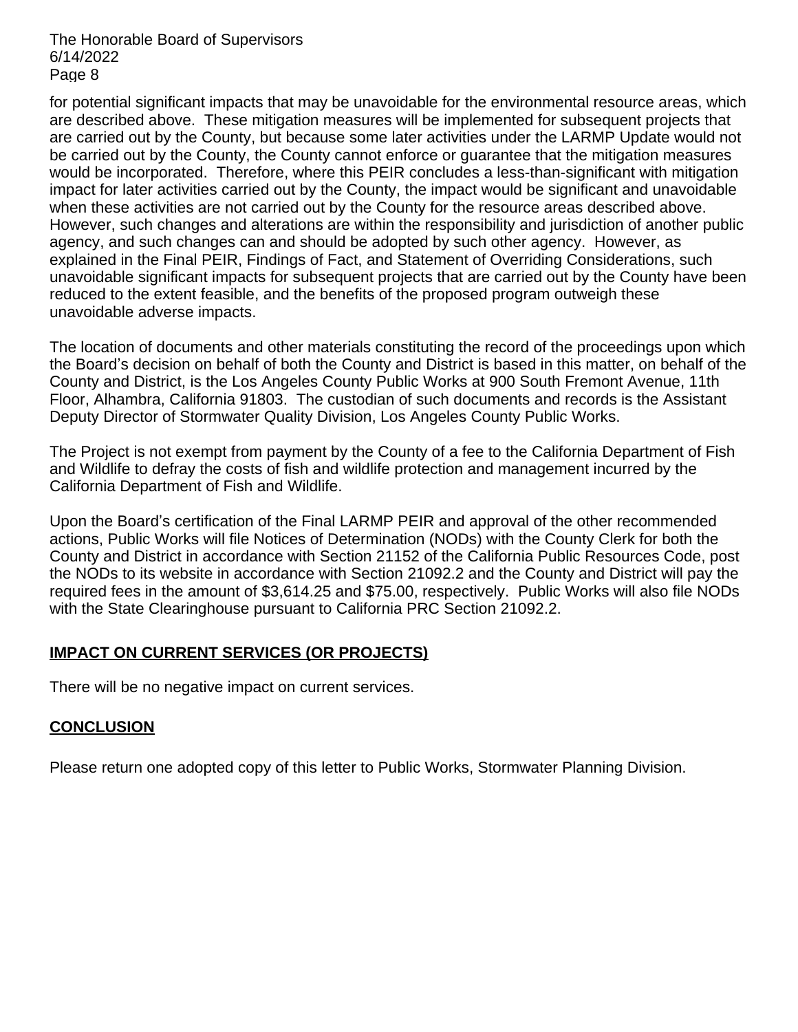for potential significant impacts that may be unavoidable for the environmental resource areas, which are described above. These mitigation measures will be implemented for subsequent projects that are carried out by the County, but because some later activities under the LARMP Update would not be carried out by the County, the County cannot enforce or guarantee that the mitigation measures would be incorporated. Therefore, where this PEIR concludes a less-than-significant with mitigation impact for later activities carried out by the County, the impact would be significant and unavoidable when these activities are not carried out by the County for the resource areas described above. However, such changes and alterations are within the responsibility and jurisdiction of another public agency, and such changes can and should be adopted by such other agency. However, as explained in the Final PEIR, Findings of Fact, and Statement of Overriding Considerations, such unavoidable significant impacts for subsequent projects that are carried out by the County have been reduced to the extent feasible, and the benefits of the proposed program outweigh these unavoidable adverse impacts.

The location of documents and other materials constituting the record of the proceedings upon which the Board's decision on behalf of both the County and District is based in this matter, on behalf of the County and District, is the Los Angeles County Public Works at 900 South Fremont Avenue, 11th Floor, Alhambra, California 91803. The custodian of such documents and records is the Assistant Deputy Director of Stormwater Quality Division, Los Angeles County Public Works.

The Project is not exempt from payment by the County of a fee to the California Department of Fish and Wildlife to defray the costs of fish and wildlife protection and management incurred by the California Department of Fish and Wildlife.

Upon the Board's certification of the Final LARMP PEIR and approval of the other recommended actions, Public Works will file Notices of Determination (NODs) with the County Clerk for both the County and District in accordance with Section 21152 of the California Public Resources Code, post the NODs to its website in accordance with Section 21092.2 and the County and District will pay the required fees in the amount of $3,614.25 and $75.00, respectively. Public Works will also file NODs with the State Clearinghouse pursuant to California PRC Section 21092.2.

## **IMPACT ON CURRENT SERVICES (OR PROJECTS)**

There will be no negative impact on current services.

## **CONCLUSION**

Please return one adopted copy of this letter to Public Works, Stormwater Planning Division.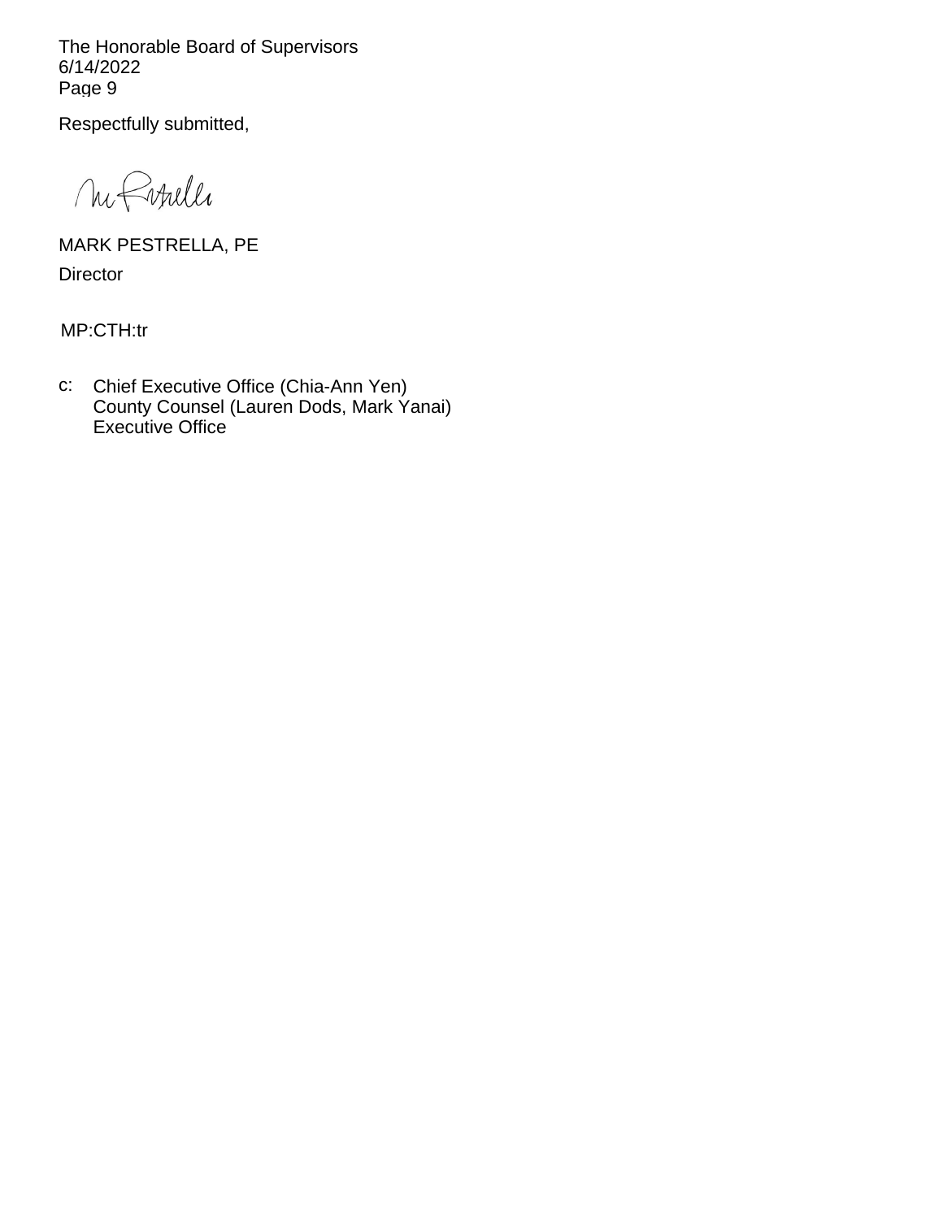Respectfully submitted,

MARK PESTRELLA, PE
Director

MP:CTH:tr

c: Chief Executive Office (Chia-Ann Yen)
County Counsel (Lauren Dods, Mark Yanai)
Executive Office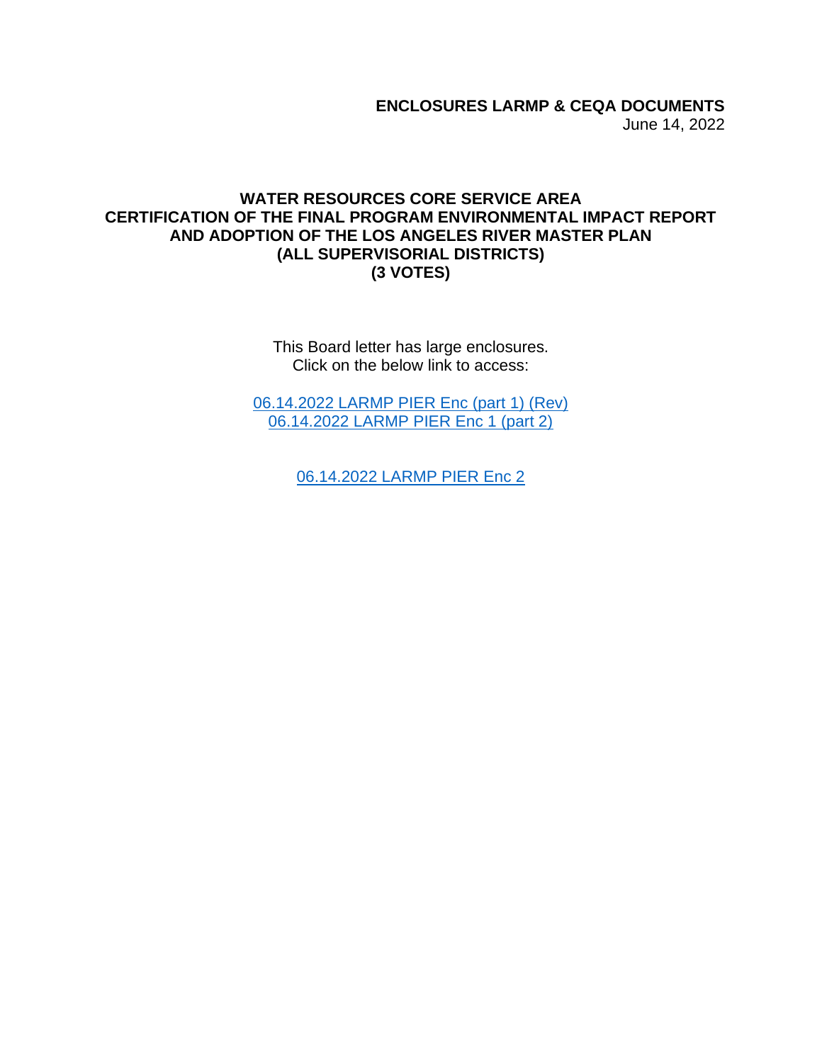**ENCLOSURES LARMP & CEQA DOCUMENTS**
June 14, 2022

**WATER RESOURCES CORE SERVICE AREA**
**CERTIFICATION OF THE FINAL PROGRAM ENVIRONMENTAL IMPACT REPORT AND ADOPTION OF THE LOS ANGELES RIVER MASTER PLAN**
**(ALL SUPERVISORIAL DISTRICTS)**
**(3 VOTES)**

This Board letter has large enclosures.
Click on the below link to access:

06.14.2022 LARMP PIER Enc (part 1) (Rev)
06.14.2022 LARMP PIER Enc 1 (part 2)

06.14.2022 LARMP PIER Enc 2